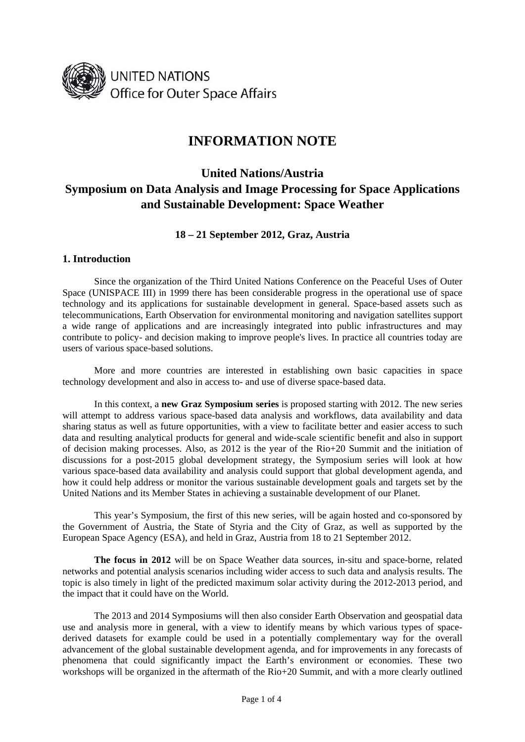UNITED NATIONS
Office for Outer Space Affairs

# INFORMATION NOTE

## United Nations/Austria Symposium on Data Analysis and Image Processing for Space Applications and Sustainable Development: Space Weather

### 18 – 21 September 2012, Graz, Austria

### 1. Introduction

Since the organization of the Third United Nations Conference on the Peaceful Uses of Outer Space (UNISPACE III) in 1999 there has been considerable progress in the operational use of space technology and its applications for sustainable development in general. Space-based assets such as telecommunications, Earth Observation for environmental monitoring and navigation satellites support a wide range of applications and are increasingly integrated into public infrastructures and may contribute to policy- and decision making to improve people's lives. In practice all countries today are users of various space-based solutions.

More and more countries are interested in establishing own basic capacities in space technology development and also in access to- and use of diverse space-based data.

In this context, a **new Graz Symposium series** is proposed starting with 2012. The new series will attempt to address various space-based data analysis and workflows, data availability and data sharing status as well as future opportunities, with a view to facilitate better and easier access to such data and resulting analytical products for general and wide-scale scientific benefit and also in support of decision making processes. Also, as 2012 is the year of the Rio+20 Summit and the initiation of discussions for a post-2015 global development strategy, the Symposium series will look at how various space-based data availability and analysis could support that global development agenda, and how it could help address or monitor the various sustainable development goals and targets set by the United Nations and its Member States in achieving a sustainable development of our Planet.

This year's Symposium, the first of this new series, will be again hosted and co-sponsored by the Government of Austria, the State of Styria and the City of Graz, as well as supported by the European Space Agency (ESA), and held in Graz, Austria from 18 to 21 September 2012.

**The focus in 2012** will be on Space Weather data sources, in-situ and space-borne, related networks and potential analysis scenarios including wider access to such data and analysis results. The topic is also timely in light of the predicted maximum solar activity during the 2012-2013 period, and the impact that it could have on the World.

The 2013 and 2014 Symposiums will then also consider Earth Observation and geospatial data use and analysis more in general, with a view to identify means by which various types of space-derived datasets for example could be used in a potentially complementary way for the overall advancement of the global sustainable development agenda, and for improvements in any forecasts of phenomena that could significantly impact the Earth's environment or economies. These two workshops will be organized in the aftermath of the Rio+20 Summit, and with a more clearly outlined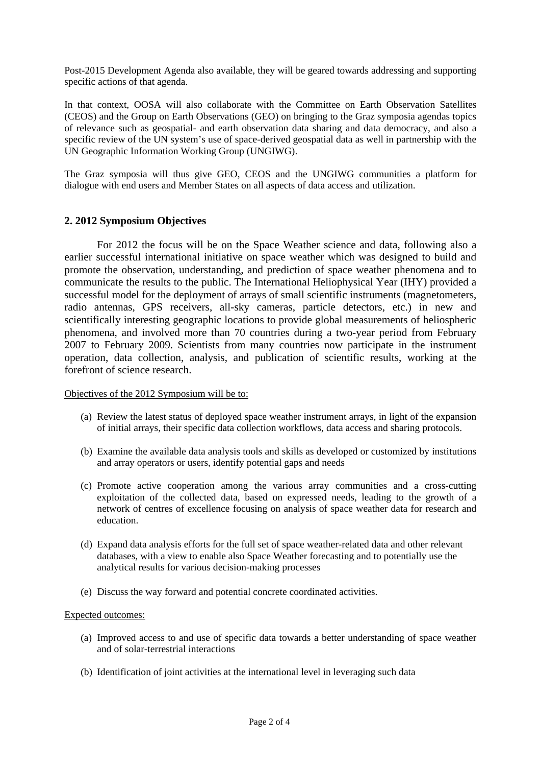Post-2015 Development Agenda also available, they will be geared towards addressing and supporting specific actions of that agenda.

In that context, OOSA will also collaborate with the Committee on Earth Observation Satellites (CEOS) and the Group on Earth Observations (GEO) on bringing to the Graz symposia agendas topics of relevance such as geospatial- and earth observation data sharing and data democracy, and also a specific review of the UN system's use of space-derived geospatial data as well in partnership with the UN Geographic Information Working Group (UNGIWG).

The Graz symposia will thus give GEO, CEOS and the UNGIWG communities a platform for dialogue with end users and Member States on all aspects of data access and utilization.

## 2. 2012 Symposium Objectives

For 2012 the focus will be on the Space Weather science and data, following also a earlier successful international initiative on space weather which was designed to build and promote the observation, understanding, and prediction of space weather phenomena and to communicate the results to the public. The International Heliophysical Year (IHY) provided a successful model for the deployment of arrays of small scientific instruments (magnetometers, radio antennas, GPS receivers, all-sky cameras, particle detectors, etc.) in new and scientifically interesting geographic locations to provide global measurements of heliospheric phenomena, and involved more than 70 countries during a two-year period from February 2007 to February 2009. Scientists from many countries now participate in the instrument operation, data collection, analysis, and publication of scientific results, working at the forefront of science research.

Objectives of the 2012 Symposium will be to:

(a) Review the latest status of deployed space weather instrument arrays, in light of the expansion of initial arrays, their specific data collection workflows, data access and sharing protocols.

(b) Examine the available data analysis tools and skills as developed or customized by institutions and array operators or users, identify potential gaps and needs

(c) Promote active cooperation among the various array communities and a cross-cutting exploitation of the collected data, based on expressed needs, leading to the growth of a network of centres of excellence focusing on analysis of space weather data for research and education.

(d) Expand data analysis efforts for the full set of space weather-related data and other relevant databases, with a view to enable also Space Weather forecasting and to potentially use the analytical results for various decision-making processes

(e) Discuss the way forward and potential concrete coordinated activities.

Expected outcomes:

(a) Improved access to and use of specific data towards a better understanding of space weather and of solar-terrestrial interactions

(b) Identification of joint activities at the international level in leveraging such data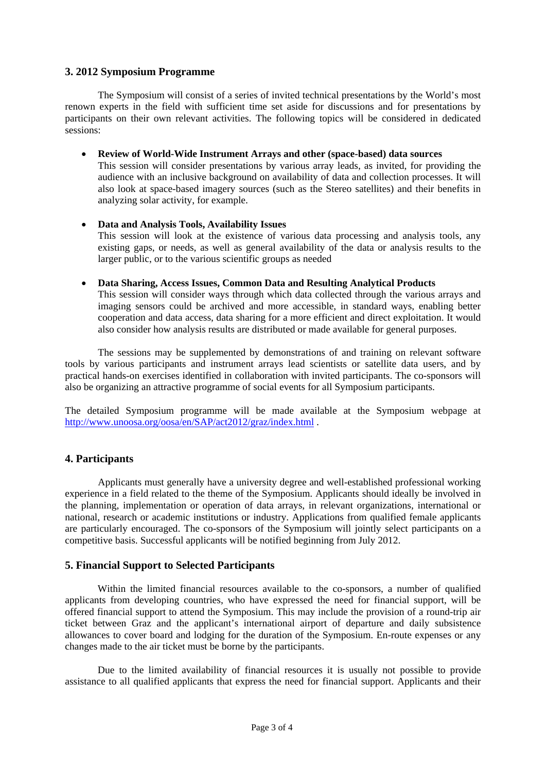## 3. 2012 Symposium Programme

The Symposium will consist of a series of invited technical presentations by the World's most renown experts in the field with sufficient time set aside for discussions and for presentations by participants on their own relevant activities. The following topics will be considered in dedicated sessions:

- **Review of World-Wide Instrument Arrays and other (space-based) data sources**
  This session will consider presentations by various array leads, as invited, for providing the audience with an inclusive background on availability of data and collection processes. It will also look at space-based imagery sources (such as the Stereo satellites) and their benefits in analyzing solar activity, for example.

- **Data and Analysis Tools, Availability Issues**
  This session will look at the existence of various data processing and analysis tools, any existing gaps, or needs, as well as general availability of the data or analysis results to the larger public, or to the various scientific groups as needed

- **Data Sharing, Access Issues, Common Data and Resulting Analytical Products**
  This session will consider ways through which data collected through the various arrays and imaging sensors could be archived and more accessible, in standard ways, enabling better cooperation and data access, data sharing for a more efficient and direct exploitation. It would also consider how analysis results are distributed or made available for general purposes.

The sessions may be supplemented by demonstrations of and training on relevant software tools by various participants and instrument arrays lead scientists or satellite data users, and by practical hands-on exercises identified in collaboration with invited participants. The co-sponsors will also be organizing an attractive programme of social events for all Symposium participants.

The detailed Symposium programme will be made available at the Symposium webpage at http://www.unoosa.org/oosa/en/SAP/act2012/graz/index.html .

## 4. Participants

Applicants must generally have a university degree and well-established professional working experience in a field related to the theme of the Symposium. Applicants should ideally be involved in the planning, implementation or operation of data arrays, in relevant organizations, international or national, research or academic institutions or industry. Applications from qualified female applicants are particularly encouraged. The co-sponsors of the Symposium will jointly select participants on a competitive basis. Successful applicants will be notified beginning from July 2012.

## 5. Financial Support to Selected Participants

Within the limited financial resources available to the co-sponsors, a number of qualified applicants from developing countries, who have expressed the need for financial support, will be offered financial support to attend the Symposium. This may include the provision of a round-trip air ticket between Graz and the applicant's international airport of departure and daily subsistence allowances to cover board and lodging for the duration of the Symposium. En-route expenses or any changes made to the air ticket must be borne by the participants.

Due to the limited availability of financial resources it is usually not possible to provide assistance to all qualified applicants that express the need for financial support. Applicants and their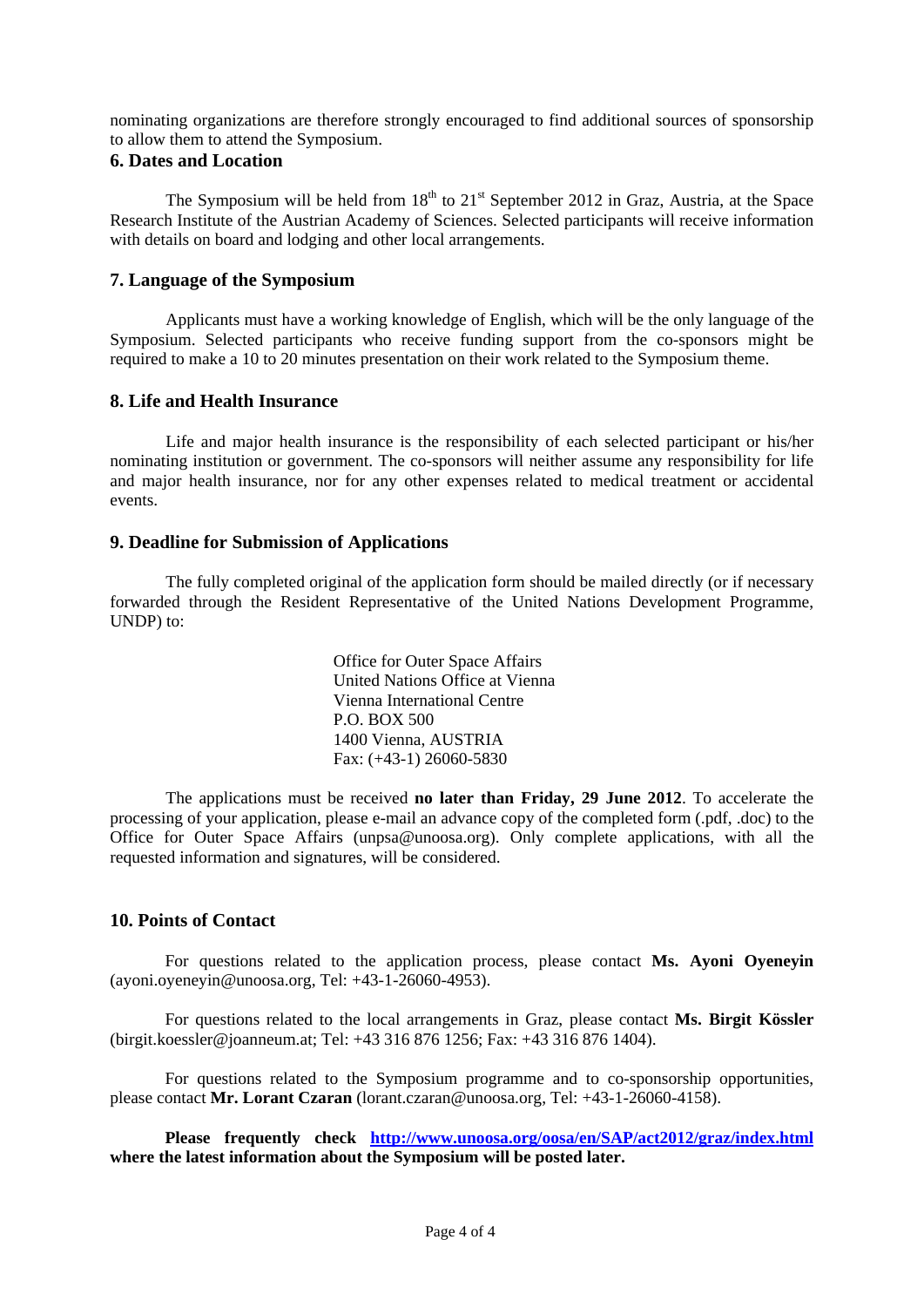nominating organizations are therefore strongly encouraged to find additional sources of sponsorship to allow them to attend the Symposium.

## 6. Dates and Location

The Symposium will be held from 18th to 21st September 2012 in Graz, Austria, at the Space Research Institute of the Austrian Academy of Sciences. Selected participants will receive information with details on board and lodging and other local arrangements.

## 7. Language of the Symposium

Applicants must have a working knowledge of English, which will be the only language of the Symposium. Selected participants who receive funding support from the co-sponsors might be required to make a 10 to 20 minutes presentation on their work related to the Symposium theme.

## 8. Life and Health Insurance

Life and major health insurance is the responsibility of each selected participant or his/her nominating institution or government. The co-sponsors will neither assume any responsibility for life and major health insurance, nor for any other expenses related to medical treatment or accidental events.

## 9. Deadline for Submission of Applications

The fully completed original of the application form should be mailed directly (or if necessary forwarded through the Resident Representative of the United Nations Development Programme, UNDP) to:

Office for Outer Space Affairs
United Nations Office at Vienna
Vienna International Centre
P.O. BOX 500
1400 Vienna, AUSTRIA
Fax: (+43-1) 26060-5830

The applications must be received **no later than Friday, 29 June 2012**. To accelerate the processing of your application, please e-mail an advance copy of the completed form (.pdf, .doc) to the Office for Outer Space Affairs (unpsa@unoosa.org). Only complete applications, with all the requested information and signatures, will be considered.

## 10. Points of Contact

For questions related to the application process, please contact **Ms. Ayoni Oyeneyin** (ayoni.oyeneyin@unoosa.org, Tel: +43-1-26060-4953).

For questions related to the local arrangements in Graz, please contact **Ms. Birgit Kössler** (birgit.koessler@joanneum.at; Tel: +43 316 876 1256; Fax: +43 316 876 1404).

For questions related to the Symposium programme and to co-sponsorship opportunities, please contact **Mr. Lorant Czaran** (lorant.czaran@unoosa.org, Tel: +43-1-26060-4158).

**Please frequently check [http://www.unoosa.org/oosa/en/SAP/act2012/graz/index.html](http://www.unoosa.org/oosa/en/SAP/act2012/graz/index.html) where the latest information about the Symposium will be posted later.**